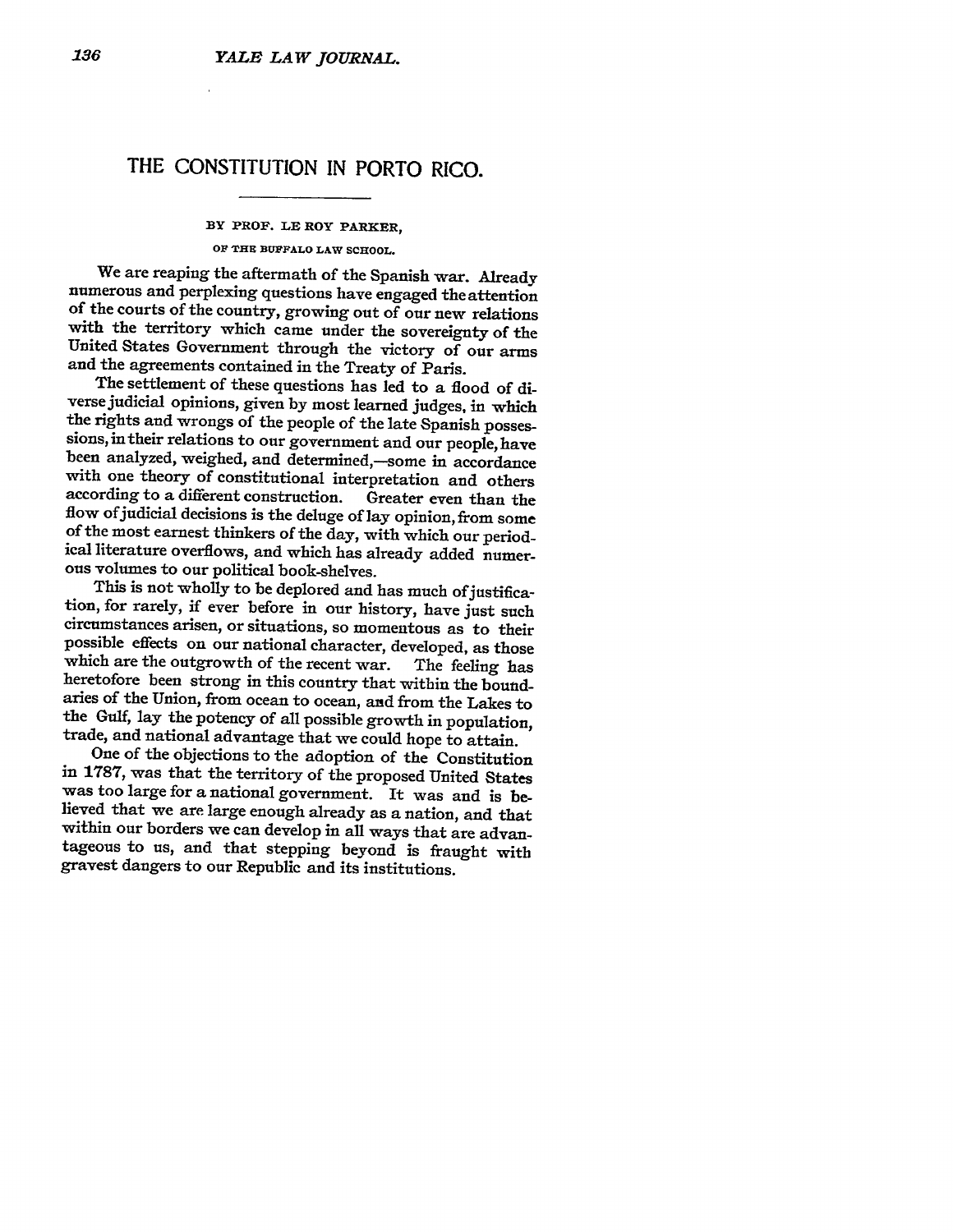# THE CONSTITUTION IN PORTO RICO.

BY PROF. LE ROY PARKER,

OF THE BUFFALO LAW SCHOOL.

We are reaping the aftermath of the Spanish war. Already numerous and perplexing questions have engaged the attention of the courts of the country, growing out of our new relations with the territory which came under the sovereignty of the United States Government through the victory of our arms and the agreements contained in the Treaty of Paris.

The settlement of these questions has led to a flood of diverse judicial opinions, given by most learned judges, in which the rights and wrongs of the people of the late Spanish possessions, in their relations to our government and our people, have been analyzed, weighed, and determined,—some in accordance with one theory of constitutional interpretation and others according to a different construction. Greater even than the flow of judicial decisions is the deluge of lay opinion, from some of the most earnest thinkers of the day, with which our periodical literature overflows, and which has already added numerous volumes to our political book-shelves.

This is not wholly to be deplored and has much of justification, for rarely, if ever before in our history, have just such circumstances arisen, or situations, so momentous as to their possible effects on our national character, developed, as those which are the outgrowth of the recent war. The feeling has heretofore been strong in this country that within the boundaries of the Union, from ocean to ocean, and from the Lakes to the Gulf, lay the potency of all possible growth in population, trade, and national advantage that we could hope to attain.

One of the objections to the adoption of the Constitution in 1787, was that the territory of the proposed United States was too large for a national government. It was and is believed that we are large enough already as a nation, and that within our borders we can develop in all ways that are advantageous to us, and that stepping beyond is fraught with gravest dangers to our Republic and its institutions.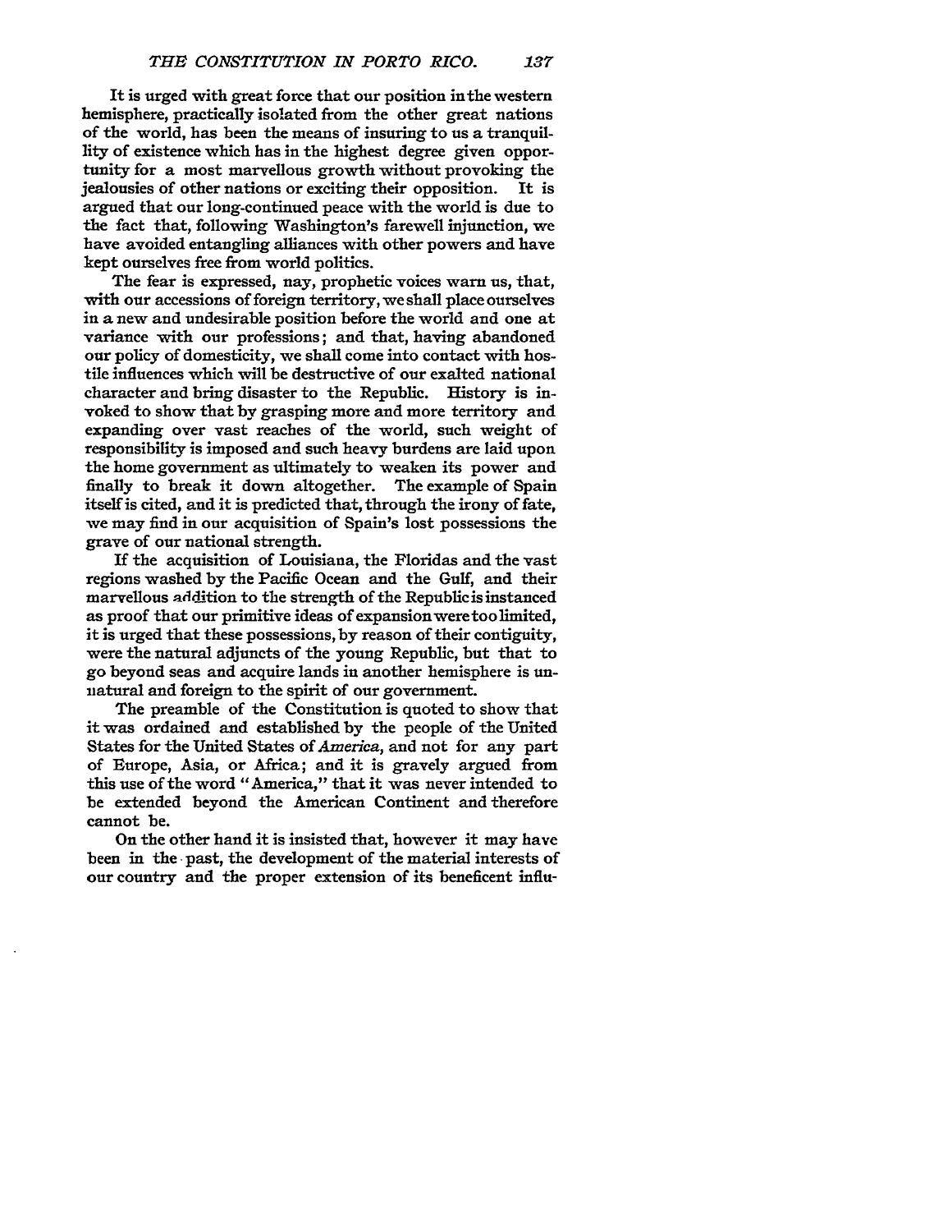It is urged with great force that our position in the western hemisphere, practically isolated from the other great nations of the world, has been the means of insuring to us a tranquillity of existence which has in the highest degree given opportunity for a most marvellous growth without provoking the jealousies of other nations or exciting their opposition. It is argued that our long-continued peace with the world is due to the fact that, following Washington's farewell injunction, we have avoided entangling alliances with other powers and have kept ourselves free from world politics.

The fear is expressed, nay, prophetic voices warn us, that, with our accessions of foreign territory, we shall place ourselves in a new and undesirable position before the world and one at variance with our professions; and that, having abandoned our policy of domesticity, we shall come into contact with hostile influences which will be destructive of our exalted national character and bring disaster to the Republic. History is invoked to show that by grasping more and more territory and expanding over vast reaches of the world, such weight of responsibility is imposed and such heavy burdens are laid upon the home government as ultimately to weaken its power and finally to break it down altogether. The example of Spain itself is cited, and it is predicted that, through the irony of fate, we may find in our acquisition of Spain's lost possessions the grave of our national strength.

If the acquisition of Louisiana, the Floridas and the vast regions washed by the Pacific Ocean and the Gulf, and their marvellous addition to the strength of the Republic is instanced as proof that our primitive ideas of expansion were too limited, it is urged that these possessions, by reason of their contiguity, were the natural adjuncts of the young Republic, but that to go beyond seas and acquire lands in another hemisphere is unnatural and foreign to the spirit of our government.

The preamble of the Constitution is quoted to show that it was ordained and established by the people of the United States for the United States of *America*, and not for any part of Europe, Asia, or Africa; and it is gravely argued from this use of the word "America," that it was never intended to be extended beyond the American Continent and therefore cannot be.

On the other hand it is insisted that, however it may have been in the past, the development of the material interests of our country and the proper extension of its beneficent influ-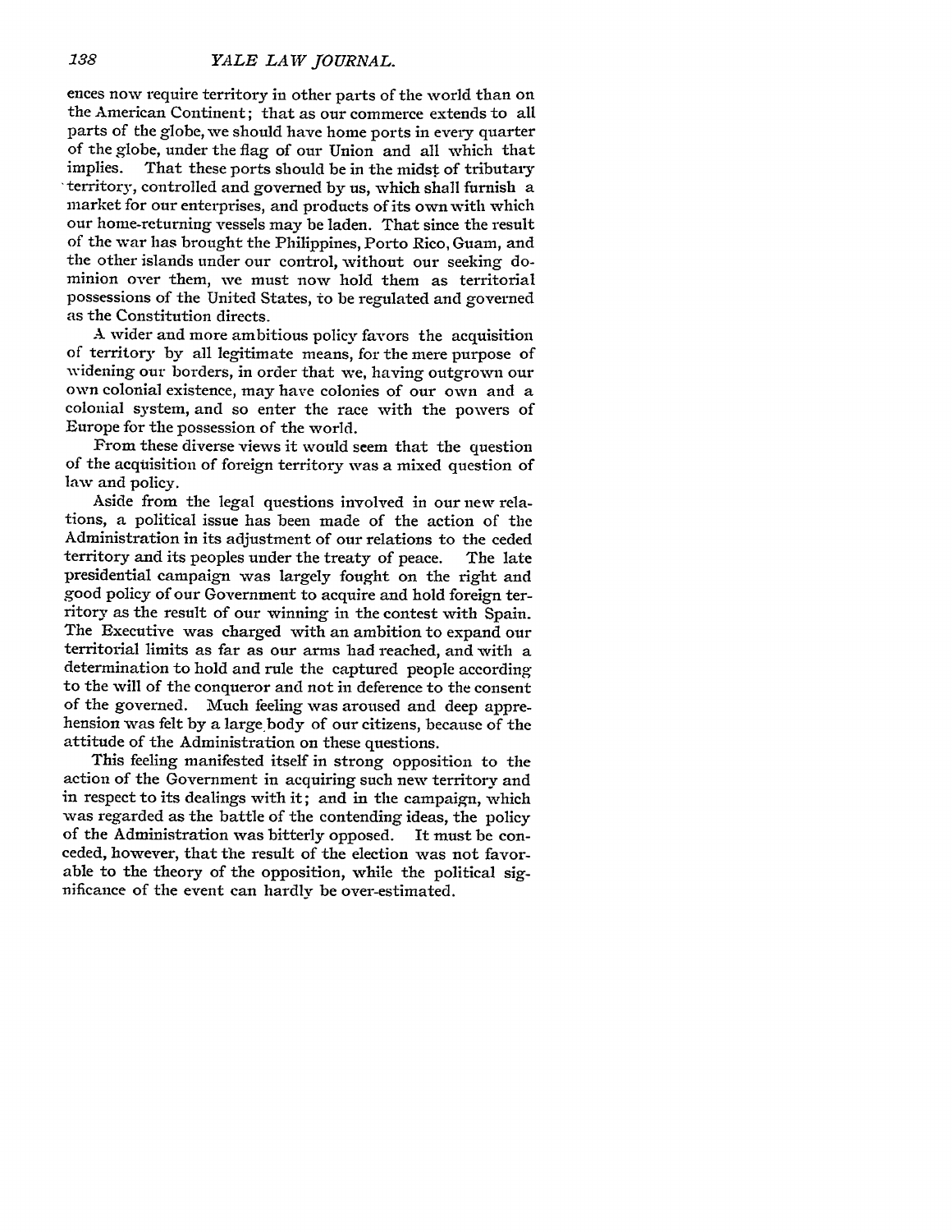ences now require territory in other parts of the world than on the American Continent; that as our commerce extends to all parts of the globe, we should have home ports in every quarter of the globe, under the flag of our Union and all which that implies. That these ports should be in the midst of tributary territory, controlled and governed by us, which shall furnish a market for our enterprises, and products of its own with which our home-returning vessels may be laden. That since the result of the war has brought the Philippines, Porto Rico, Guam, and the other islands under our control, without our seeking dominion over them, we must now hold them as territorial possessions of the United States, to be regulated and governed as the Constitution directs.

A wider and more ambitious policy favors the acquisition of territory by all legitimate means, for the mere purpose of widening our borders, in order that we, having outgrown our own colonial existence, may have colonies of our own and a colonial system, and so enter the race with the powers of Europe for the possession of the world.

From these diverse views it would seem that the question of the acquisition of foreign territory was a mixed question of law and policy.

Aside from the legal questions involved in our new relations, a political issue has been made of the action of the Administration in its adjustment of our relations to the ceded territory and its peoples under the treaty of peace. The late presidential campaign was largely fought on the right and good policy of our Government to acquire and hold foreign territory as the result of our winning in the contest with Spain. The Executive was charged with an ambition to expand our territorial limits as far as our arms had reached, and with a determination to hold and rule the captured people according to the will of the conqueror and not in deference to the consent of the governed. Much feeling was aroused and deep apprehension was felt by a large body of our citizens, because of the attitude of the Administration on these questions.

This feeling manifested itself in strong opposition to the action of the Government in acquiring such new territory and in respect to its dealings with it; and in the campaign, which was regarded as the battle of the contending ideas, the policy of the Administration was bitterly opposed. It must be conceded, however, that the result of the election was not favorable to the theory of the opposition, while the political significance of the event can hardly be over-estimated.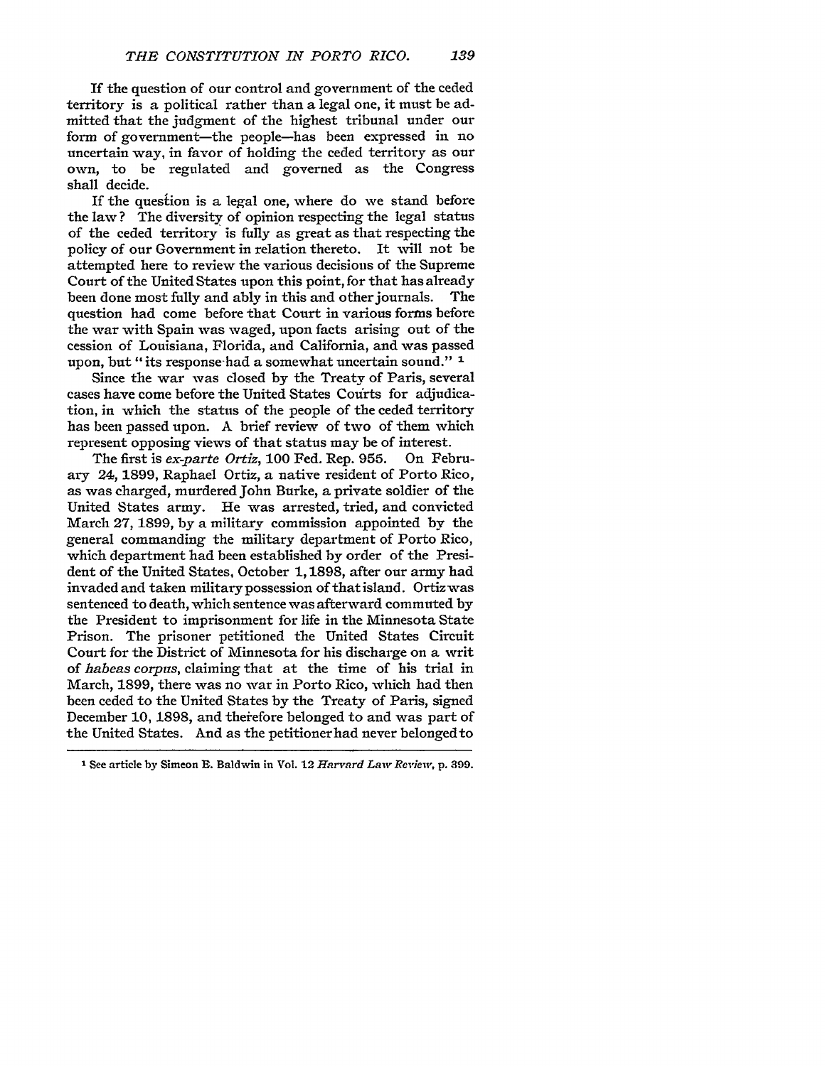If the question of our control and government of the ceded territory is a political rather than a legal one, it must be admitted that the judgment of the highest tribunal under our form of government—the people—has been expressed in no uncertain way, in favor of holding the ceded territory as our own, to be regulated and governed as the Congress shall decide.

If the question is a legal one, where do we stand before the law? The diversity of opinion respecting the legal status of the ceded territory is fully as great as that respecting the policy of our Government in relation thereto. It will not be attempted here to review the various decisions of the Supreme Court of the United States upon this point, for that has already been done most fully and ably in this and other journals. The question had come before that Court in various forms before the war with Spain was waged, upon facts arising out of the cession of Louisiana, Florida, and California, and was passed upon, but "its response had a somewhat uncertain sound." [1]

Since the war was closed by the Treaty of Paris, several cases have come before the United States Courts for adjudication, in which the status of the people of the ceded territory has been passed upon. A brief review of two of them which represent opposing views of that status may be of interest.

The first is *ex-parte Ortiz*, 100 Fed. Rep. 955. On February 24, 1899, Raphael Ortiz, a native resident of Porto Rico, as was charged, murdered John Burke, a private soldier of the United States army. He was arrested, tried, and convicted March 27, 1899, by a military commission appointed by the general commanding the military department of Porto Rico, which department had been established by order of the President of the United States, October 1, 1898, after our army had invaded and taken military possession of that island. Ortiz was sentenced to death, which sentence was afterward commuted by the President to imprisonment for life in the Minnesota State Prison. The prisoner petitioned the United States Circuit Court for the District of Minnesota for his discharge on a writ of *habeas corpus*, claiming that at the time of his trial in March, 1899, there was no war in Porto Rico, which had then been ceded to the United States by the Treaty of Paris, signed December 10, 1898, and therefore belonged to and was part of the United States. And as the petitioner had never belonged to

---

[1] See article by Simeon E. Baldwin in Vol. 12 *Harvard Law Review*, p. 399.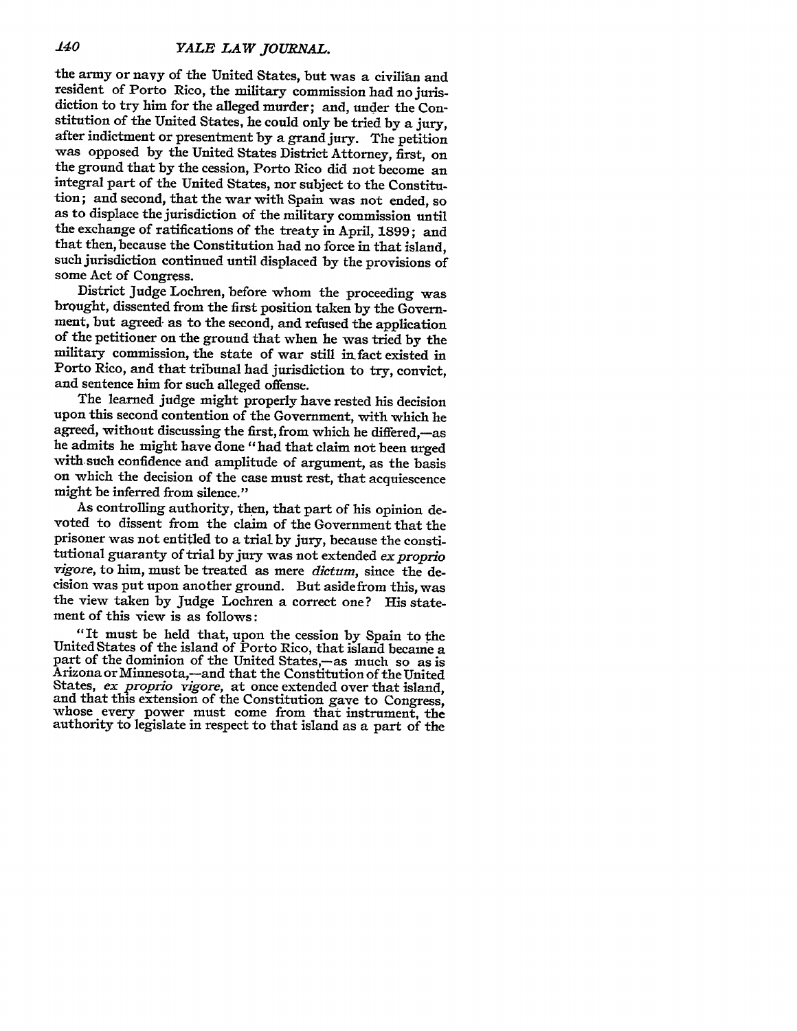the army or navy of the United States, but was a civilian and resident of Porto Rico, the military commission had no jurisdiction to try him for the alleged murder; and, under the Constitution of the United States, he could only be tried by a jury, after indictment or presentment by a grand jury. The petition was opposed by the United States District Attorney, first, on the ground that by the cession, Porto Rico did not become an integral part of the United States, nor subject to the Constitution; and second, that the war with Spain was not ended, so as to displace the jurisdiction of the military commission until the exchange of ratifications of the treaty in April, 1899; and that then, because the Constitution had no force in that island, such jurisdiction continued until displaced by the provisions of some Act of Congress.

District Judge Lochren, before whom the proceeding was brought, dissented from the first position taken by the Government, but agreed as to the second, and refused the application of the petitioner on the ground that when he was tried by the military commission, the state of war still in fact existed in Porto Rico, and that tribunal had jurisdiction to try, convict, and sentence him for such alleged offense.

The learned judge might properly have rested his decision upon this second contention of the Government, with which he agreed, without discussing the first, from which he differed,—as he admits he might have done "had that claim not been urged with such confidence and amplitude of argument, as the basis on which the decision of the case must rest, that acquiescence might be inferred from silence."

As controlling authority, then, that part of his opinion devoted to dissent from the claim of the Government that the prisoner was not entitled to a trial by jury, because the constitutional guaranty of trial by jury was not extended *ex proprio vigore*, to him, must be treated as mere *dictum*, since the decision was put upon another ground. But aside from this, was the view taken by Judge Lochren a correct one? His statement of this view is as follows:

"It must be held that, upon the cession by Spain to the United States of the island of Porto Rico, that island became a part of the dominion of the United States,—as much so as is Arizona or Minnesota,—and that the Constitution of the United States, *ex proprio vigore*, at once extended over that island, and that this extension of the Constitution gave to Congress, whose every power must come from that instrument, the authority to legislate in respect to that island as a part of the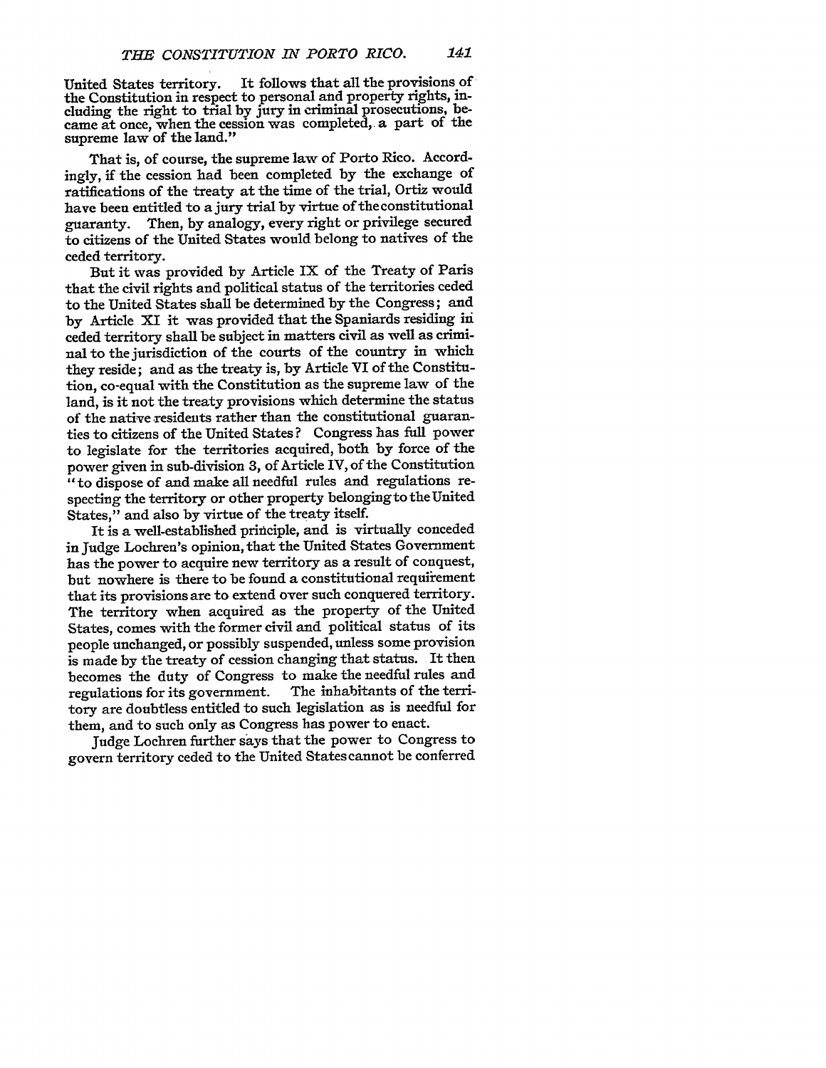United States territory. It follows that all the provisions of the Constitution in respect to personal and property rights, including the right to trial by jury in criminal prosecutions, became at once, when the cession was completed, a part of the supreme law of the land."

That is, of course, the supreme law of Porto Rico. Accordingly, if the cession had been completed by the exchange of ratifications of the treaty at the time of the trial, Ortiz would have been entitled to a jury trial by virtue of the constitutional guaranty. Then, by analogy, every right or privilege secured to citizens of the United States would belong to natives of the ceded territory.

But it was provided by Article IX of the Treaty of Paris that the civil rights and political status of the territories ceded to the United States shall be determined by the Congress; and by Article XI it was provided that the Spaniards residing in ceded territory shall be subject in matters civil as well as criminal to the jurisdiction of the courts of the country in which they reside; and as the treaty is, by Article VI of the Constitution, co-equal with the Constitution as the supreme law of the land, is it not the treaty provisions which determine the status of the native residents rather than the constitutional guaranties to citizens of the United States? Congress has full power to legislate for the territories acquired, both by force of the power given in sub-division 3, of Article IV, of the Constitution "to dispose of and make all needful rules and regulations respecting the territory or other property belonging to the United States," and also by virtue of the treaty itself.

It is a well-established principle, and is virtually conceded in Judge Lochren's opinion, that the United States Government has the power to acquire new territory as a result of conquest, but nowhere is there to be found a constitutional requirement that its provisions are to extend over such conquered territory. The territory when acquired as the property of the United States, comes with the former civil and political status of its people unchanged, or possibly suspended, unless some provision is made by the treaty of cession changing that status. It then becomes the duty of Congress to make the needful rules and regulations for its government. The inhabitants of the territory are doubtless entitled to such legislation as is needful for them, and to such only as Congress has power to enact.

Judge Lochren further says that the power to Congress to govern territory ceded to the United States cannot be conferred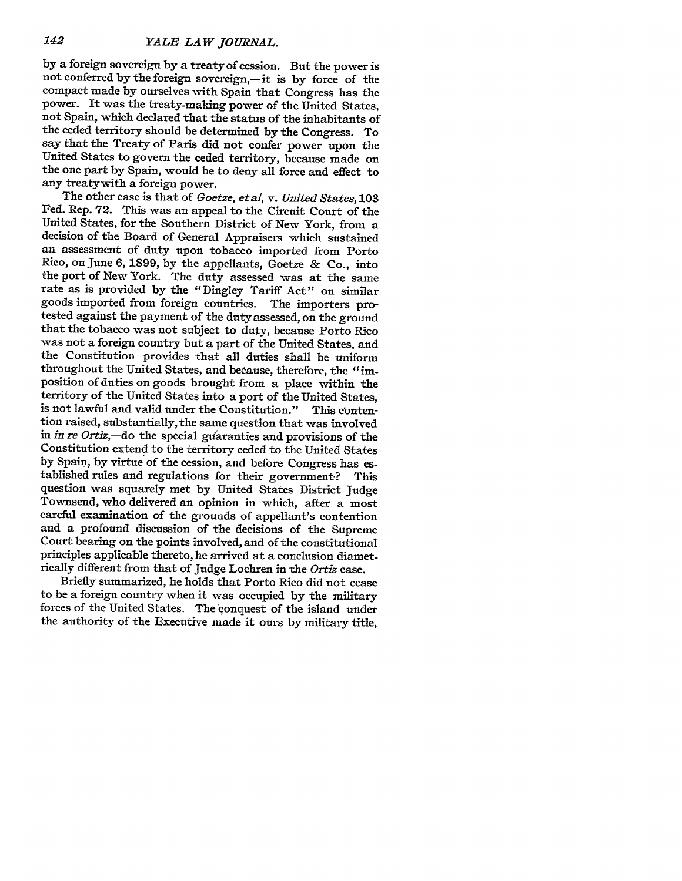by a foreign sovereign by a treaty of cession. But the power is not conferred by the foreign sovereign,—it is by force of the compact made by ourselves with Spain that Congress has the power. It was the treaty-making power of the United States, not Spain, which declared that the status of the inhabitants of the ceded territory should be determined by the Congress. To say that the Treaty of Paris did not confer power upon the United States to govern the ceded territory, because made on the one part by Spain, would be to deny all force and effect to any treaty with a foreign power.

The other case is that of *Goetze, et al*, v. *United States*, 103 Fed. Rep. 72. This was an appeal to the Circuit Court of the United States, for the Southern District of New York, from a decision of the Board of General Appraisers which sustained an assessment of duty upon tobacco imported from Porto Rico, on June 6, 1899, by the appellants, Goetze & Co., into the port of New York. The duty assessed was at the same rate as is provided by the "Dingley Tariff Act" on similar goods imported from foreign countries. The importers protested against the payment of the duty assessed, on the ground that the tobacco was not subject to duty, because Porto Rico was not a foreign country but a part of the United States, and the Constitution provides that all duties shall be uniform throughout the United States, and because, therefore, the "imposition of duties on goods brought from a place within the territory of the United States into a port of the United States, is not lawful and valid under the Constitution." This contention raised, substantially, the same question that was involved in *in re Ortiz*,—do the special guaranties and provisions of the Constitution extend to the territory ceded to the United States by Spain, by virtue of the cession, and before Congress has established rules and regulations for their government? This question was squarely met by United States District Judge Townsend, who delivered an opinion in which, after a most careful examination of the grounds of appellant's contention and a profound discussion of the decisions of the Supreme Court bearing on the points involved, and of the constitutional principles applicable thereto, he arrived at a conclusion diametrically different from that of Judge Lochren in the *Ortiz* case.

Briefly summarized, he holds that Porto Rico did not cease to be a foreign country when it was occupied by the military forces of the United States. The conquest of the island under the authority of the Executive made it ours by military title,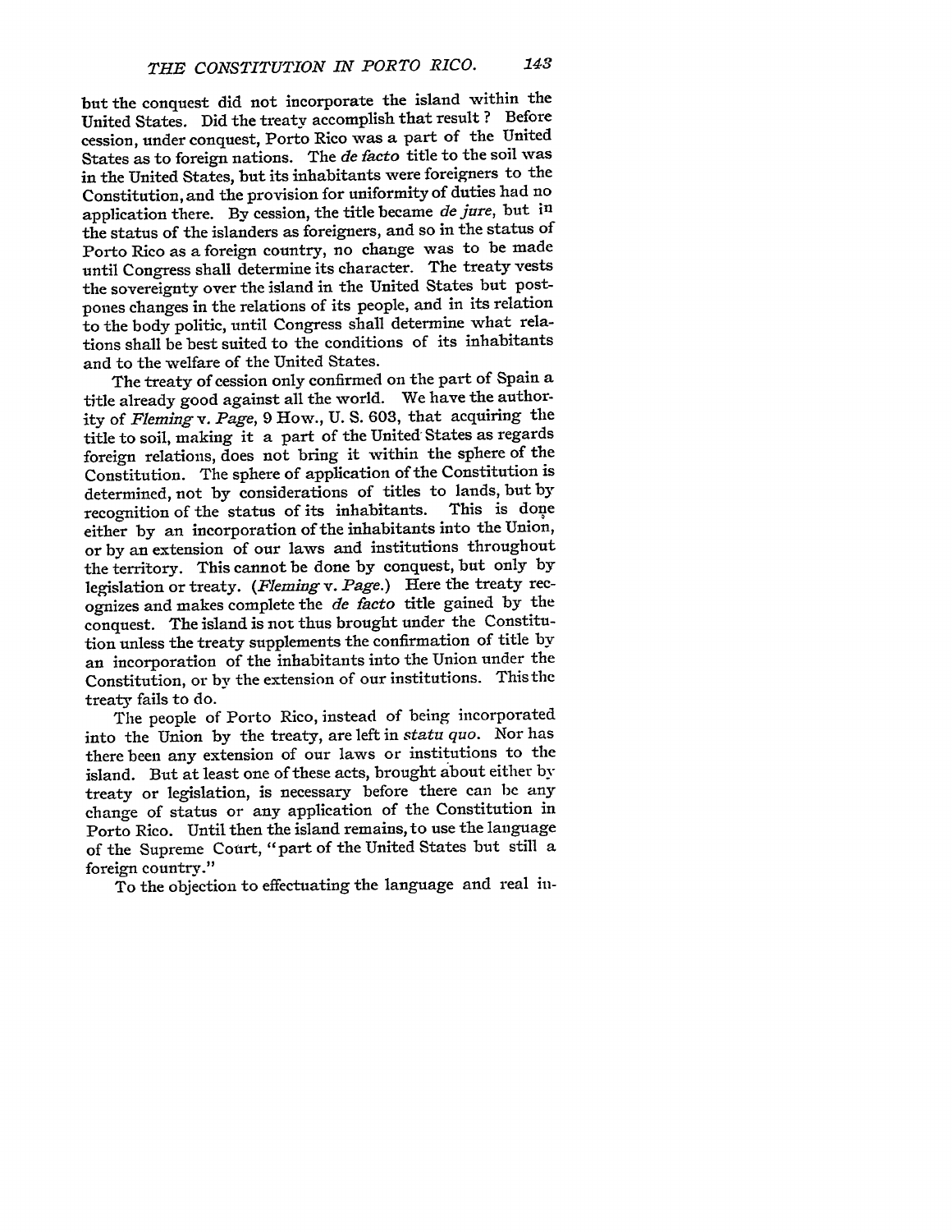but the conquest did not incorporate the island within the United States. Did the treaty accomplish that result? Before cession, under conquest, Porto Rico was a part of the United States as to foreign nations. The *de facto* title to the soil was in the United States, but its inhabitants were foreigners to the Constitution, and the provision for uniformity of duties had no application there. By cession, the title became *de jure*, but in the status of the islanders as foreigners, and so in the status of Porto Rico as a foreign country, no change was to be made until Congress shall determine its character. The treaty vests the sovereignty over the island in the United States but postpones changes in the relations of its people, and in its relation to the body politic, until Congress shall determine what relations shall be best suited to the conditions of its inhabitants and to the welfare of the United States.

The treaty of cession only confirmed on the part of Spain a title already good against all the world. We have the authority of *Fleming* v. *Page*, 9 How., U. S. 603, that acquiring the title to soil, making it a part of the United States as regards foreign relations, does not bring it within the sphere of the Constitution. The sphere of application of the Constitution is determined, not by considerations of titles to lands, but by recognition of the status of its inhabitants. This is done either by an incorporation of the inhabitants into the Union, or by an extension of our laws and institutions throughout the territory. This cannot be done by conquest, but only by legislation or treaty. (*Fleming* v. *Page*.) Here the treaty recognizes and makes complete the *de facto* title gained by the conquest. The island is not thus brought under the Constitution unless the treaty supplements the confirmation of title by an incorporation of the inhabitants into the Union under the Constitution, or by the extension of our institutions. This the treaty fails to do.

The people of Porto Rico, instead of being incorporated into the Union by the treaty, are left in *statu quo*. Nor has there been any extension of our laws or institutions to the island. But at least one of these acts, brought about either by treaty or legislation, is necessary before there can be any change of status or any application of the Constitution in Porto Rico. Until then the island remains, to use the language of the Supreme Court, "part of the United States but still a foreign country."

To the objection to effectuating the language and real in-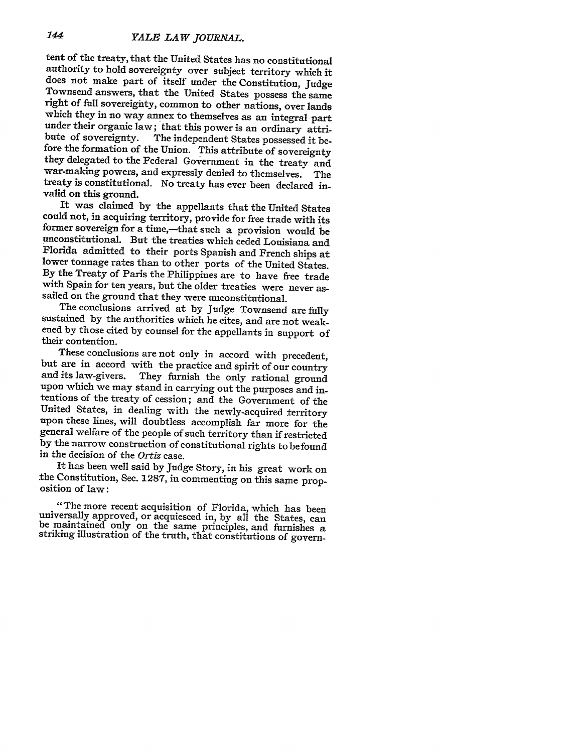tent of the treaty, that the United States has no constitutional authority to hold sovereignty over subject territory which it does not make part of itself under the Constitution, Judge Townsend answers, that the United States possess the same right of full sovereignty, common to other nations, over lands which they in no way annex to themselves as an integral part under their organic law; that this power is an ordinary attribute of sovereignty. The independent States possessed it before the formation of the Union. This attribute of sovereignty they delegated to the Federal Government in the treaty and war-making powers, and expressly denied to themselves. The treaty is constitutional. No treaty has ever been declared invalid on this ground.

It was claimed by the appellants that the United States could not, in acquiring territory, provide for free trade with its former sovereign for a time,—that such a provision would be unconstitutional. But the treaties which ceded Louisiana and Florida admitted to their ports Spanish and French ships at lower tonnage rates than to other ports of the United States. By the Treaty of Paris the Philippines are to have free trade with Spain for ten years, but the older treaties were never assailed on the ground that they were unconstitutional.

The conclusions arrived at by Judge Townsend are fully sustained by the authorities which he cites, and are not weakened by those cited by counsel for the appellants in support of their contention.

These conclusions are not only in accord with precedent, but are in accord with the practice and spirit of our country and its law-givers. They furnish the only rational ground upon which we may stand in carrying out the purposes and intentions of the treaty of cession; and the Government of the United States, in dealing with the newly-acquired territory upon these lines, will doubtless accomplish far more for the general welfare of the people of such territory than if restricted by the narrow construction of constitutional rights to be found in the decision of the *Ortiz* case.

It has been well said by Judge Story, in his great work on the Constitution, Sec. 1287, in commenting on this same proposition of law:

"The more recent acquisition of Florida, which has been universally approved, or acquiesced in, by all the States, can be maintained only on the same principles, and furnishes a striking illustration of the truth, that constitutions of govern-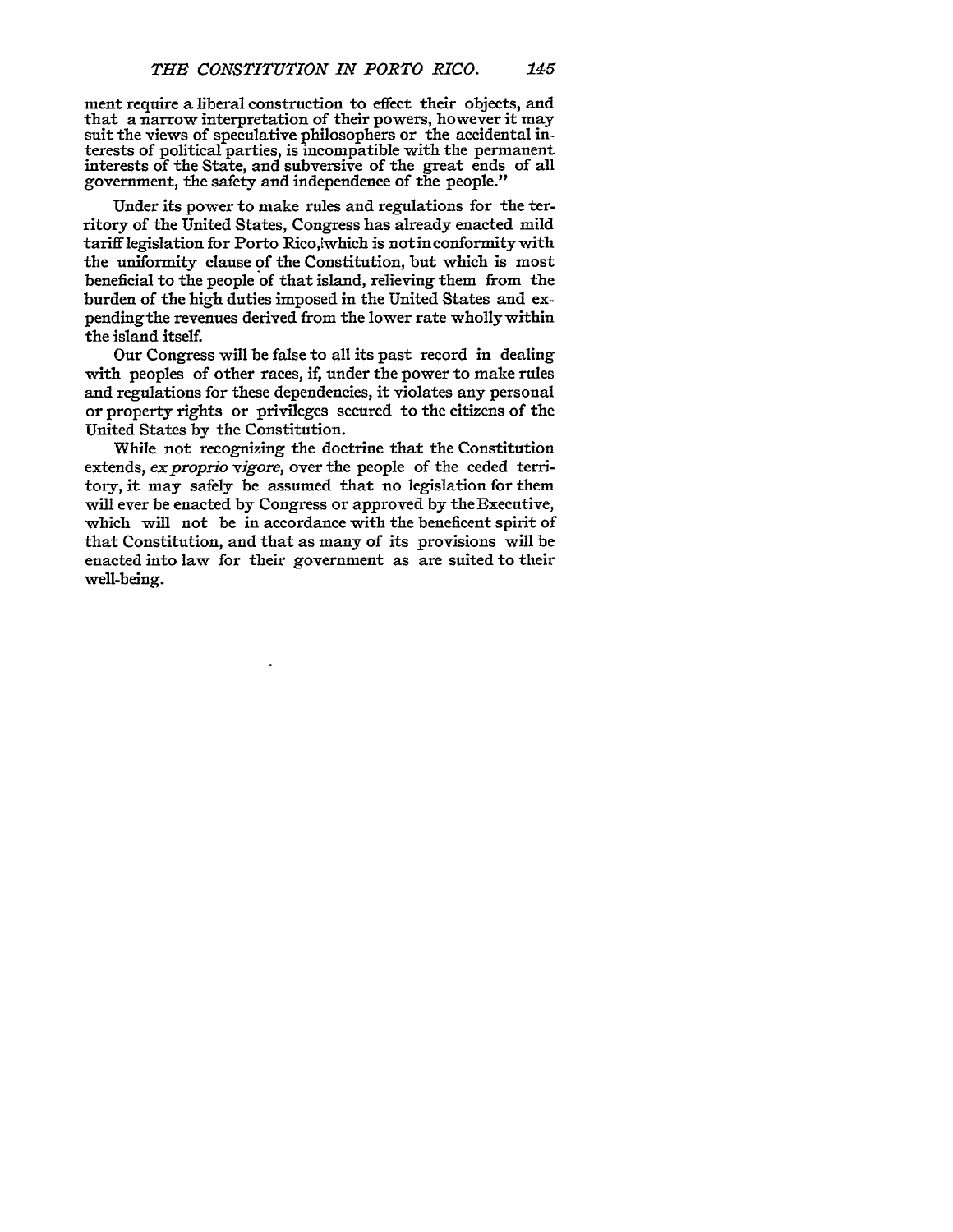ment require a liberal construction to effect their objects, and that a narrow interpretation of their powers, however it may suit the views of speculative philosophers or the accidental interests of political parties, is incompatible with the permanent interests of the State, and subversive of the great ends of all government, the safety and independence of the people."

Under its power to make rules and regulations for the territory of the United States, Congress has already enacted mild tariff legislation for Porto Rico, which is not in conformity with the uniformity clause of the Constitution, but which is most beneficial to the people of that island, relieving them from the burden of the high duties imposed in the United States and expending the revenues derived from the lower rate wholly within the island itself.

Our Congress will be false to all its past record in dealing with peoples of other races, if, under the power to make rules and regulations for these dependencies, it violates any personal or property rights or privileges secured to the citizens of the United States by the Constitution.

While not recognizing the doctrine that the Constitution extends, *ex proprio vigore*, over the people of the ceded territory, it may safely be assumed that no legislation for them will ever be enacted by Congress or approved by the Executive, which will not be in accordance with the beneficent spirit of that Constitution, and that as many of its provisions will be enacted into law for their government as are suited to their well-being.